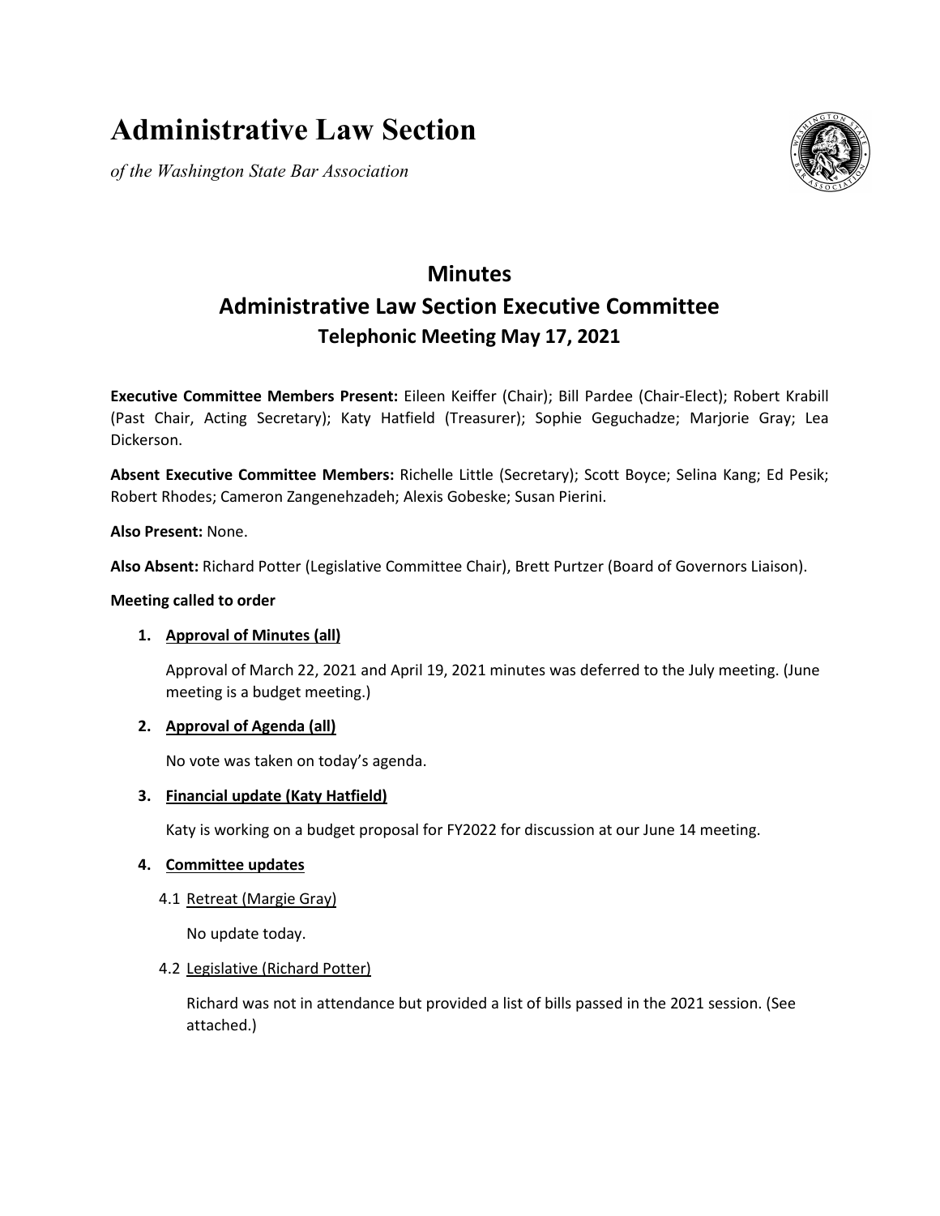# Administrative Law Section

*of the Washington State Bar Association*

## Minutes
## Administrative Law Section Executive Committee
### Telephonic Meeting May 17, 2021

**Executive Committee Members Present:** Eileen Keiffer (Chair); Bill Pardee (Chair-Elect); Robert Krabill (Past Chair, Acting Secretary); Katy Hatfield (Treasurer); Sophie Geguchadze; Marjorie Gray; Lea Dickerson.

**Absent Executive Committee Members:** Richelle Little (Secretary); Scott Boyce; Selina Kang; Ed Pesik; Robert Rhodes; Cameron Zangenehzadeh; Alexis Gobeske; Susan Pierini.

**Also Present:** None.

**Also Absent:** Richard Potter (Legislative Committee Chair), Brett Purtzer (Board of Governors Liaison).

**Meeting called to order**

1. <u>Approval of Minutes (all)</u>

   Approval of March 22, 2021 and April 19, 2021 minutes was deferred to the July meeting. (June meeting is a budget meeting.)

2. <u>Approval of Agenda (all)</u>

   No vote was taken on today's agenda.

3. <u>Financial update (Katy Hatfield)</u>

   Katy is working on a budget proposal for FY2022 for discussion at our June 14 meeting.

4. <u>Committee updates</u>

   4.1 <u>Retreat (Margie Gray)</u>

   No update today.

   4.2 <u>Legislative (Richard Potter)</u>

   Richard was not in attendance but provided a list of bills passed in the 2021 session. (See attached.)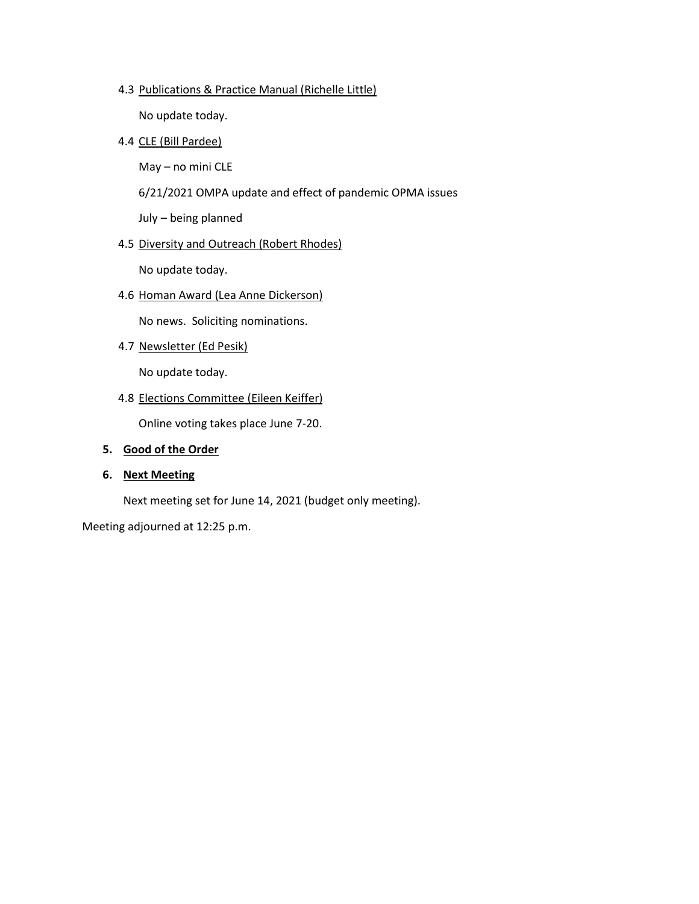4.3 <u>Publications & Practice Manual (Richelle Little)</u>

No update today.

4.4 <u>CLE (Bill Pardee)</u>

May – no mini CLE

6/21/2021 OMPA update and effect of pandemic OPMA issues

July – being planned

4.5 <u>Diversity and Outreach (Robert Rhodes)</u>

No update today.

4.6 <u>Homan Award (Lea Anne Dickerson)</u>

No news. Soliciting nominations.

4.7 <u>Newsletter (Ed Pesik)</u>

No update today.

4.8 <u>Elections Committee (Eileen Keiffer)</u>

Online voting takes place June 7-20.

**5. <u>Good of the Order</u>**

**6. <u>Next Meeting</u>**

Next meeting set for June 14, 2021 (budget only meeting).

Meeting adjourned at 12:25 p.m.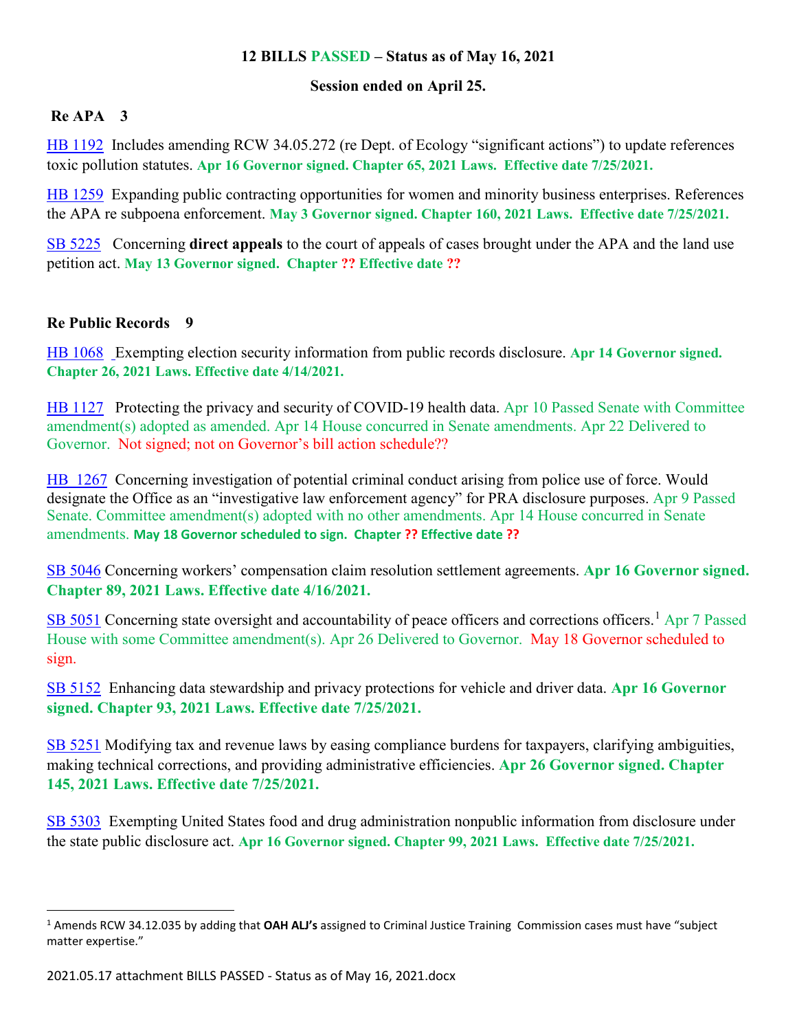**12 BILLS PASSED – Status as of May 16, 2021**

**Session ended on April 25.**

## Re APA 3

[HB 1192](#) Includes amending RCW 34.05.272 (re Dept. of Ecology "significant actions") to update references toxic pollution statutes. **Apr 16 Governor signed. Chapter 65, 2021 Laws. Effective date 7/25/2021.**

[HB 1259](#) Expanding public contracting opportunities for women and minority business enterprises. References the APA re subpoena enforcement. **May 3 Governor signed. Chapter 160, 2021 Laws. Effective date 7/25/2021.**

[SB 5225](#) Concerning **direct appeals** to the court of appeals of cases brought under the APA and the land use petition act. **May 13 Governor signed. Chapter ?? Effective date ??**

## Re Public Records 9

[HB 1068](#) Exempting election security information from public records disclosure. **Apr 14 Governor signed. Chapter 26, 2021 Laws. Effective date 4/14/2021.**

[HB 1127](#) Protecting the privacy and security of COVID-19 health data. Apr 10 Passed Senate with Committee amendment(s) adopted as amended. Apr 14 House concurred in Senate amendments. Apr 22 Delivered to Governor. Not signed; not on Governor's bill action schedule??

[HB 1267](#) Concerning investigation of potential criminal conduct arising from police use of force. Would designate the Office as an "investigative law enforcement agency" for PRA disclosure purposes. Apr 9 Passed Senate. Committee amendment(s) adopted with no other amendments. Apr 14 House concurred in Senate amendments. **May 18 Governor scheduled to sign. Chapter ?? Effective date ??**

[SB 5046](#) Concerning workers' compensation claim resolution settlement agreements. **Apr 16 Governor signed. Chapter 89, 2021 Laws. Effective date 4/16/2021.**

[SB 5051](#) Concerning state oversight and accountability of peace officers and corrections officers.[1] Apr 7 Passed House with some Committee amendment(s). Apr 26 Delivered to Governor. May 18 Governor scheduled to sign.

[SB 5152](#) Enhancing data stewardship and privacy protections for vehicle and driver data. **Apr 16 Governor signed. Chapter 93, 2021 Laws. Effective date 7/25/2021.**

[SB 5251](#) Modifying tax and revenue laws by easing compliance burdens for taxpayers, clarifying ambiguities, making technical corrections, and providing administrative efficiencies. **Apr 26 Governor signed. Chapter 145, 2021 Laws. Effective date 7/25/2021.**

[SB 5303](#) Exempting United States food and drug administration nonpublic information from disclosure under the state public disclosure act. **Apr 16 Governor signed. Chapter 99, 2021 Laws. Effective date 7/25/2021.**

---

[1] Amends RCW 34.12.035 by adding that **OAH ALJ's** assigned to Criminal Justice Training Commission cases must have "subject matter expertise."

2021.05.17 attachment BILLS PASSED - Status as of May 16, 2021.docx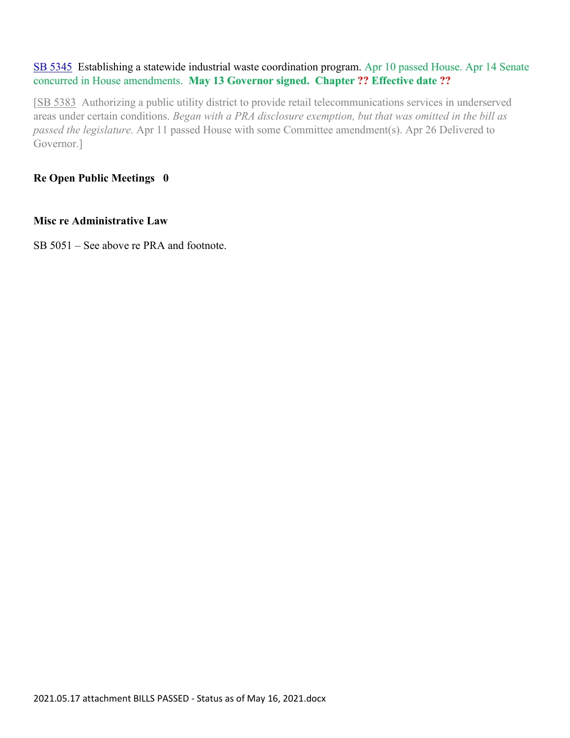SB 5345 Establishing a statewide industrial waste coordination program. Apr 10 passed House. Apr 14 Senate concurred in House amendments. **May 13 Governor signed. Chapter ?? Effective date ??**

[SB 5383 Authorizing a public utility district to provide retail telecommunications services in underserved areas under certain conditions. *Began with a PRA disclosure exemption, but that was omitted in the bill as passed the legislature.* Apr 11 passed House with some Committee amendment(s). Apr 26 Delivered to Governor.]

**Re Open Public Meetings 0**

**Misc re Administrative Law**

SB 5051 – See above re PRA and footnote.